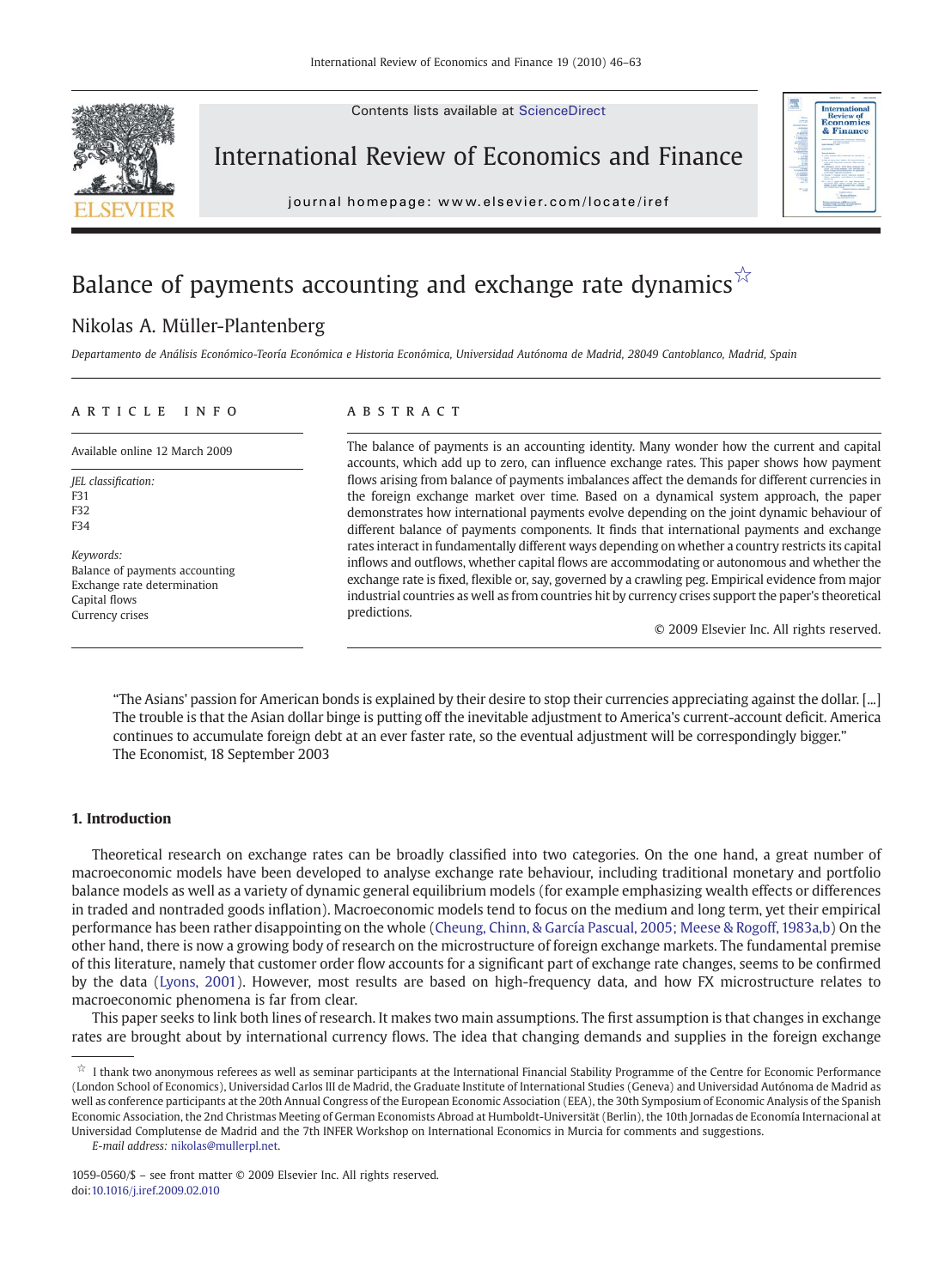# Balance of payments accounting and exchange rate dynamics[☆]

Nikolas A. Müller-Plantenberg

*Departamento de Análisis Económico-Teoría Económica e Historia Económica, Universidad Autónoma de Madrid, 28049 Cantoblanco, Madrid, Spain*

## ARTICLE INFO

Available online 12 March 2009

*JEL classification:*
F31
F32
F34

*Keywords:*
Balance of payments accounting
Exchange rate determination
Capital flows
Currency crises

## ABSTRACT

The balance of payments is an accounting identity. Many wonder how the current and capital accounts, which add up to zero, can influence exchange rates. This paper shows how payment flows arising from balance of payments imbalances affect the demands for different currencies in the foreign exchange market over time. Based on a dynamical system approach, the paper demonstrates how international payments evolve depending on the joint dynamic behaviour of different balance of payments components. It finds that international payments and exchange rates interact in fundamentally different ways depending on whether a country restricts its capital inflows and outflows, whether capital flows are accommodating or autonomous and whether the exchange rate is fixed, flexible or, say, governed by a crawling peg. Empirical evidence from major industrial countries as well as from countries hit by currency crises support the paper's theoretical predictions.

© 2009 Elsevier Inc. All rights reserved.

> "The Asians' passion for American bonds is explained by their desire to stop their currencies appreciating against the dollar. [...] The trouble is that the Asian dollar binge is putting off the inevitable adjustment to America's current-account deficit. America continues to accumulate foreign debt at an ever faster rate, so the eventual adjustment will be correspondingly bigger."
> The Economist, 18 September 2003

## 1. Introduction

Theoretical research on exchange rates can be broadly classified into two categories. On the one hand, a great number of macroeconomic models have been developed to analyse exchange rate behaviour, including traditional monetary and portfolio balance models as well as a variety of dynamic general equilibrium models (for example emphasizing wealth effects or differences in traded and nontraded goods inflation). Macroeconomic models tend to focus on the medium and long term, yet their empirical performance has been rather disappointing on the whole (Cheung, Chinn, & García Pascual, 2005; Meese & Rogoff, 1983a,b) On the other hand, there is now a growing body of research on the microstructure of foreign exchange markets. The fundamental premise of this literature, namely that customer order flow accounts for a significant part of exchange rate changes, seems to be confirmed by the data (Lyons, 2001). However, most results are based on high-frequency data, and how FX microstructure relates to macroeconomic phenomena is far from clear.

This paper seeks to link both lines of research. It makes two main assumptions. The first assumption is that changes in exchange rates are brought about by international currency flows. The idea that changing demands and supplies in the foreign exchange

---

[☆] I thank two anonymous referees as well as seminar participants at the International Financial Stability Programme of the Centre for Economic Performance (London School of Economics), Universidad Carlos III de Madrid, the Graduate Institute of International Studies (Geneva) and Universidad Autónoma de Madrid as well as conference participants at the 20th Annual Congress of the European Economic Association (EEA), the 30th Symposium of Economic Analysis of the Spanish Economic Association, the 2nd Christmas Meeting of German Economists Abroad at Humboldt-Universität (Berlin), the 10th Jornadas de Economía Internacional at Universidad Complutense de Madrid and the 7th INFER Workshop on International Economics in Murcia for comments and suggestions.

*E-mail address:* nikolas@mullerpl.net.

1059-0560/$ – see front matter © 2009 Elsevier Inc. All rights reserved.
doi:10.1016/j.iref.2009.02.010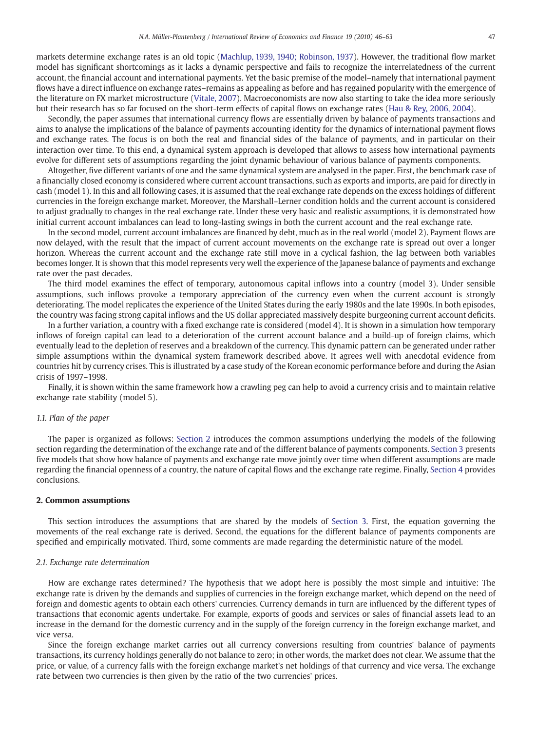markets determine exchange rates is an old topic (Machlup, 1939, 1940; Robinson, 1937). However, the traditional flow market model has significant shortcomings as it lacks a dynamic perspective and fails to recognize the interrelatedness of the current account, the financial account and international payments. Yet the basic premise of the model–namely that international payment flows have a direct influence on exchange rates–remains as appealing as before and has regained popularity with the emergence of the literature on FX market microstructure (Vitale, 2007). Macroeconomists are now also starting to take the idea more seriously but their research has so far focused on the short-term effects of capital flows on exchange rates (Hau & Rey, 2006, 2004).

Secondly, the paper assumes that international currency flows are essentially driven by balance of payments transactions and aims to analyse the implications of the balance of payments accounting identity for the dynamics of international payment flows and exchange rates. The focus is on both the real and financial sides of the balance of payments, and in particular on their interaction over time. To this end, a dynamical system approach is developed that allows to assess how international payments evolve for different sets of assumptions regarding the joint dynamic behaviour of various balance of payments components.

Altogether, five different variants of one and the same dynamical system are analysed in the paper. First, the benchmark case of a financially closed economy is considered where current account transactions, such as exports and imports, are paid for directly in cash (model 1). In this and all following cases, it is assumed that the real exchange rate depends on the excess holdings of different currencies in the foreign exchange market. Moreover, the Marshall–Lerner condition holds and the current account is considered to adjust gradually to changes in the real exchange rate. Under these very basic and realistic assumptions, it is demonstrated how initial current account imbalances can lead to long-lasting swings in both the current account and the real exchange rate.

In the second model, current account imbalances are financed by debt, much as in the real world (model 2). Payment flows are now delayed, with the result that the impact of current account movements on the exchange rate is spread out over a longer horizon. Whereas the current account and the exchange rate still move in a cyclical fashion, the lag between both variables becomes longer. It is shown that this model represents very well the experience of the Japanese balance of payments and exchange rate over the past decades.

The third model examines the effect of temporary, autonomous capital inflows into a country (model 3). Under sensible assumptions, such inflows provoke a temporary appreciation of the currency even when the current account is strongly deteriorating. The model replicates the experience of the United States during the early 1980s and the late 1990s. In both episodes, the country was facing strong capital inflows and the US dollar appreciated massively despite burgeoning current account deficits.

In a further variation, a country with a fixed exchange rate is considered (model 4). It is shown in a simulation how temporary inflows of foreign capital can lead to a deterioration of the current account balance and a build-up of foreign claims, which eventually lead to the depletion of reserves and a breakdown of the currency. This dynamic pattern can be generated under rather simple assumptions within the dynamical system framework described above. It agrees well with anecdotal evidence from countries hit by currency crises. This is illustrated by a case study of the Korean economic performance before and during the Asian crisis of 1997–1998.

Finally, it is shown within the same framework how a crawling peg can help to avoid a currency crisis and to maintain relative exchange rate stability (model 5).

### 1.1. Plan of the paper

The paper is organized as follows: Section 2 introduces the common assumptions underlying the models of the following section regarding the determination of the exchange rate and of the different balance of payments components. Section 3 presents five models that show how balance of payments and exchange rate move jointly over time when different assumptions are made regarding the financial openness of a country, the nature of capital flows and the exchange rate regime. Finally, Section 4 provides conclusions.

## 2. Common assumptions

This section introduces the assumptions that are shared by the models of Section 3. First, the equation governing the movements of the real exchange rate is derived. Second, the equations for the different balance of payments components are specified and empirically motivated. Third, some comments are made regarding the deterministic nature of the model.

### 2.1. Exchange rate determination

How are exchange rates determined? The hypothesis that we adopt here is possibly the most simple and intuitive: The exchange rate is driven by the demands and supplies of currencies in the foreign exchange market, which depend on the need of foreign and domestic agents to obtain each others' currencies. Currency demands in turn are influenced by the different types of transactions that economic agents undertake. For example, exports of goods and services or sales of financial assets lead to an increase in the demand for the domestic currency and in the supply of the foreign currency in the foreign exchange market, and vice versa.

Since the foreign exchange market carries out all currency conversions resulting from countries' balance of payments transactions, its currency holdings generally do not balance to zero; in other words, the market does not clear. We assume that the price, or value, of a currency falls with the foreign exchange market's net holdings of that currency and vice versa. The exchange rate between two currencies is then given by the ratio of the two currencies' prices.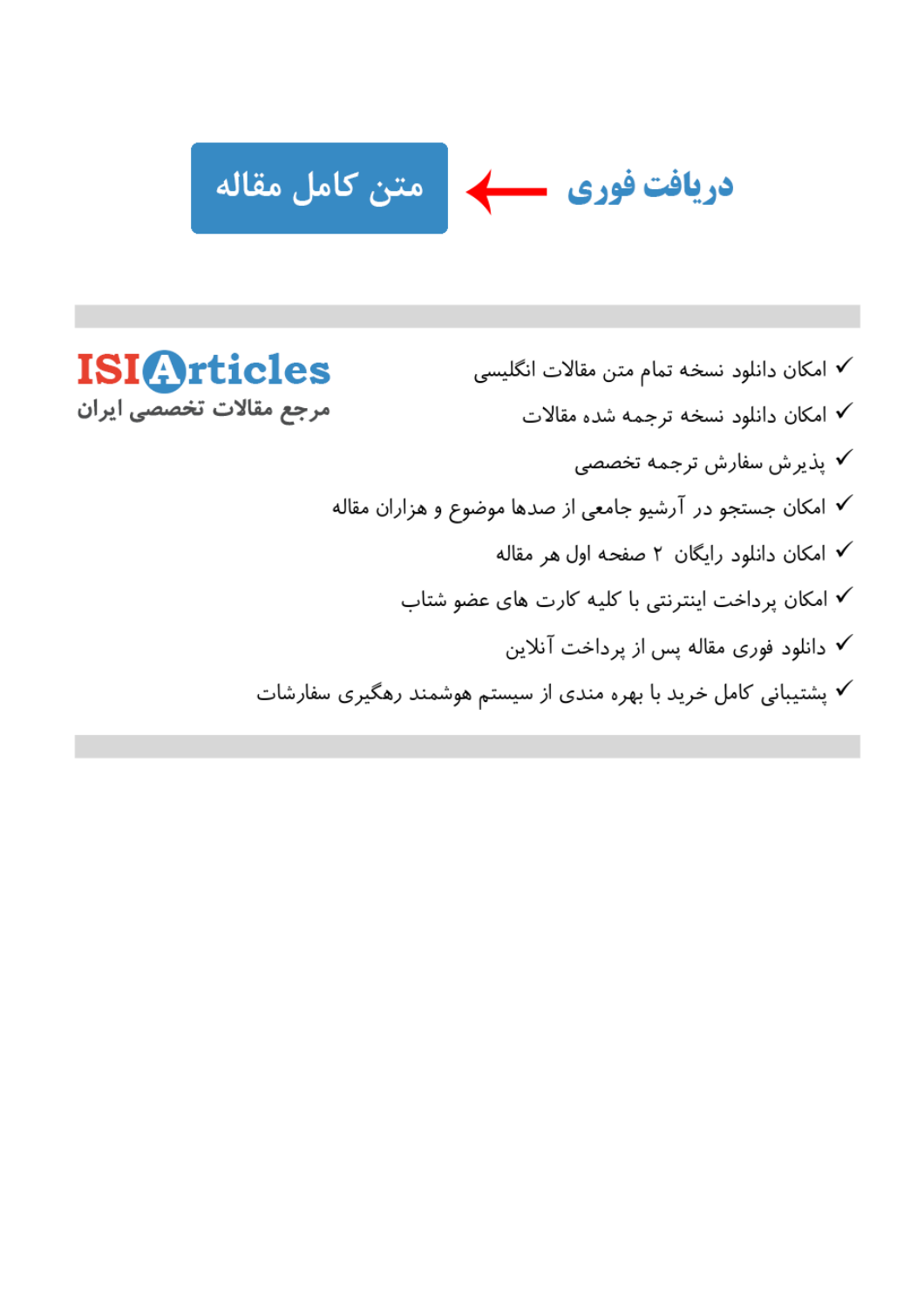دریافت فوری ← **متن کامل مقاله**

**ISIArticles**
مرجع مقالات تخصصی ایران

- ✓ امکان دانلود نسخه تمام متن مقالات انگلیسی
- ✓ امکان دانلود نسخه ترجمه شده مقالات
- ✓ پذیرش سفارش ترجمه تخصصی
- ✓ امکان جستجو در آرشیو جامعی از صدها موضوع و هزاران مقاله
- ✓ امکان دانلود رایگان ۲ صفحه اول هر مقاله
- ✓ امکان پرداخت اینترنتی با کلیه کارت های عضو شتاب
- ✓ دانلود فوری مقاله پس از پرداخت آنلاین
- ✓ پشتیبانی کامل خرید با بهره مندی از سیستم هوشمند رهگیری سفارشات